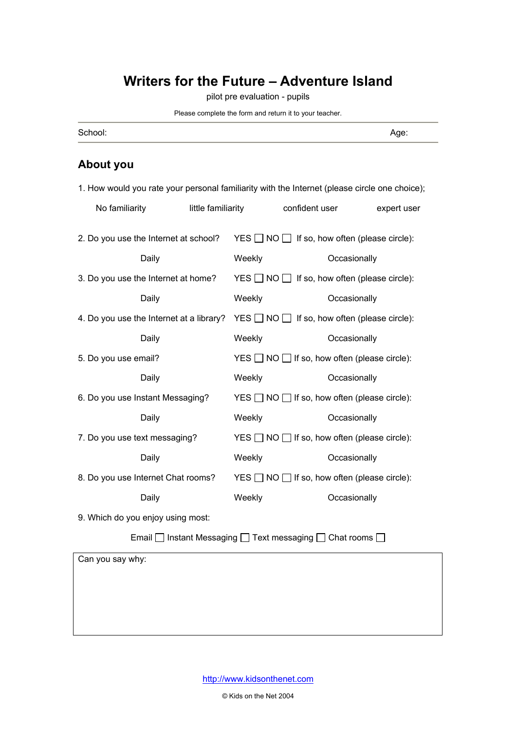# Writers for the Future – Adventure Island

pilot pre evaluation - pupils

Please complete the form and return it to your teacher.

School: Age:

## About you

1. How would you rate your personal familiarity with the Internet (please circle one choice);

No familiarity    little familiarity    confident user    expert user

2. Do you use the Internet at school? YES ☐ NO ☐ If so, how often (please circle):

Daily    Weekly    Occasionally

3. Do you use the Internet at home? YES ☐ NO ☐ If so, how often (please circle):

Daily    Weekly    Occasionally

4. Do you use the Internet at a library? YES ☐ NO ☐ If so, how often (please circle):

Daily    Weekly    Occasionally

5. Do you use email? YES ☐ NO ☐ If so, how often (please circle):

Daily    Weekly    Occasionally

6. Do you use Instant Messaging? YES ☐ NO ☐ If so, how often (please circle):

Daily    Weekly    Occasionally

7. Do you use text messaging? YES ☐ NO ☐ If so, how often (please circle):

Daily    Weekly    Occasionally

8. Do you use Internet Chat rooms? YES ☐ NO ☐ If so, how often (please circle):

Daily    Weekly    Occasionally

9. Which do you enjoy using most:

Email ☐ Instant Messaging ☐ Text messaging ☐ Chat rooms ☐

Can you say why:

http://www.kidsonthenet.com

© Kids on the Net 2004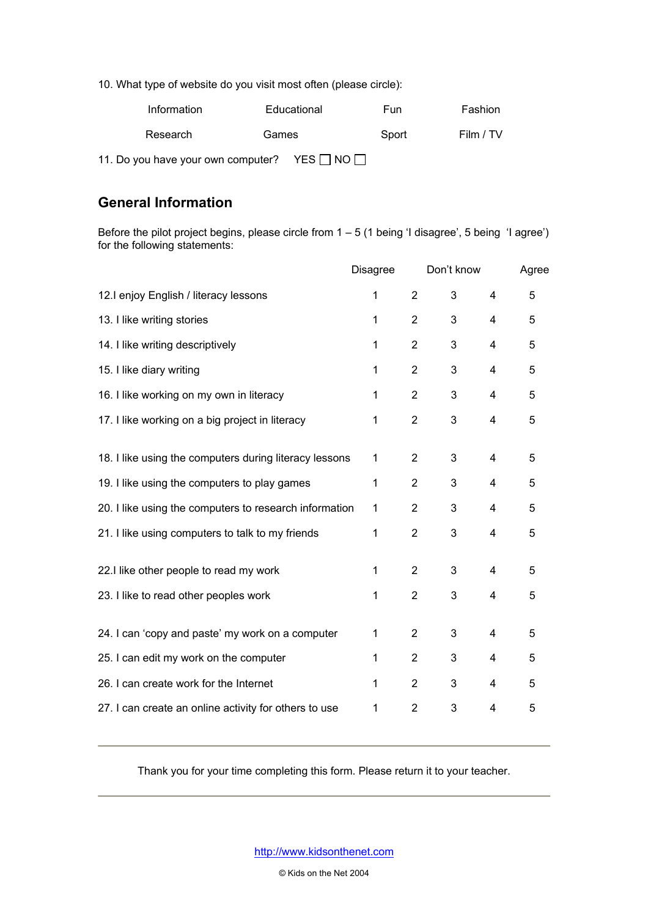10. What type of website do you visit most often (please circle):

| | | | |
|---|---|---|---|
| Information | Educational | Fun | Fashion |
| Research | Games | Sport | Film / TV |

11. Do you have your own computer? YES ☐ NO ☐

## General Information

Before the pilot project begins, please circle from 1 – 5 (1 being 'I disagree', 5 being 'I agree') for the following statements:

| | Disagree | | Don't know | | Agree |
|---|---|---|---|---|---|
| 12.I enjoy English / literacy lessons | 1 | 2 | 3 | 4 | 5 |
| 13. I like writing stories | 1 | 2 | 3 | 4 | 5 |
| 14. I like writing descriptively | 1 | 2 | 3 | 4 | 5 |
| 15. I like diary writing | 1 | 2 | 3 | 4 | 5 |
| 16. I like working on my own in literacy | 1 | 2 | 3 | 4 | 5 |
| 17. I like working on a big project in literacy | 1 | 2 | 3 | 4 | 5 |
| 18. I like using the computers during literacy lessons | 1 | 2 | 3 | 4 | 5 |
| 19. I like using the computers to play games | 1 | 2 | 3 | 4 | 5 |
| 20. I like using the computers to research information | 1 | 2 | 3 | 4 | 5 |
| 21. I like using computers to talk to my friends | 1 | 2 | 3 | 4 | 5 |
| 22.I like other people to read my work | 1 | 2 | 3 | 4 | 5 |
| 23. I like to read other peoples work | 1 | 2 | 3 | 4 | 5 |
| 24. I can 'copy and paste' my work on a computer | 1 | 2 | 3 | 4 | 5 |
| 25. I can edit my work on the computer | 1 | 2 | 3 | 4 | 5 |
| 26. I can create work for the Internet | 1 | 2 | 3 | 4 | 5 |
| 27. I can create an online activity for others to use | 1 | 2 | 3 | 4 | 5 |

---

Thank you for your time completing this form. Please return it to your teacher.

---

http://www.kidsonthenet.com

© Kids on the Net 2004